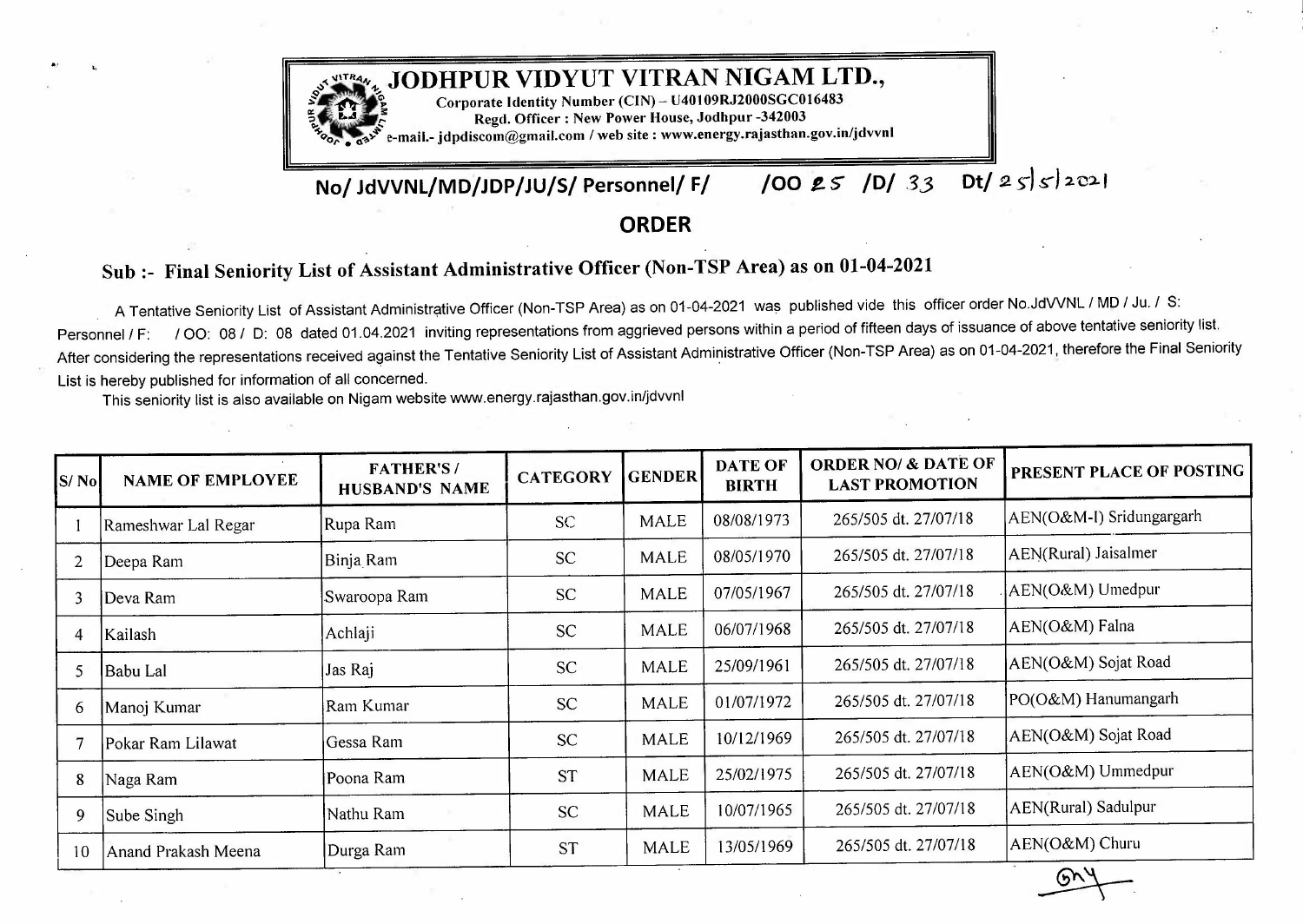# JODHPUR VIDYUT VITRAN NIGAM LTD.,

Corporate Identity Number (CIN) – U40109RJ2000SGC016483
Regd. Officer : New Power House, Jodhpur -342003
e-mail.- jdpdiscom@gmail.com / web site : www.energy.rajasthan.gov.in/jdvvnl

**No/ JdVVNL/MD/JDP/JU/S/ Personnel/ F/ /OO 25 /D/ 33 Dt/ 25/5/2021**

## ORDER

### Sub :- Final Seniority List of Assistant Administrative Officer (Non-TSP Area) as on 01-04-2021

A Tentative Seniority List of Assistant Administrative Officer (Non-TSP Area) as on 01-04-2021 was published vide this officer order No.JdVVNL / MD / Ju. / S: Personnel / F: / OO: 08 / D: 08 dated 01.04.2021 inviting representations from aggrieved persons within a period of fifteen days of issuance of above tentative seniority list. After considering the representations received against the Tentative Seniority List of Assistant Administrative Officer (Non-TSP Area) as on 01-04-2021, therefore the Final Seniority List is hereby published for information of all concerned.

This seniority list is also available on Nigam website www.energy.rajasthan.gov.in/jdvvnl

| S/ No | NAME OF EMPLOYEE | FATHER'S / HUSBAND'S NAME | CATEGORY | GENDER | DATE OF BIRTH | ORDER NO/ & DATE OF LAST PROMOTION | PRESENT PLACE OF POSTING |
|---|---|---|---|---|---|---|---|
| 1 | Rameshwar Lal Regar | Rupa Ram | SC | MALE | 08/08/1973 | 265/505 dt. 27/07/18 | AEN(O&M-I) Sridungargarh |
| 2 | Deepa Ram | Binja Ram | SC | MALE | 08/05/1970 | 265/505 dt. 27/07/18 | AEN(Rural) Jaisalmer |
| 3 | Deva Ram | Swaroopa Ram | SC | MALE | 07/05/1967 | 265/505 dt. 27/07/18 | AEN(O&M) Umedpur |
| 4 | Kailash | Achlaji | SC | MALE | 06/07/1968 | 265/505 dt. 27/07/18 | AEN(O&M) Falna |
| 5 | Babu Lal | Jas Raj | SC | MALE | 25/09/1961 | 265/505 dt. 27/07/18 | AEN(O&M) Sojat Road |
| 6 | Manoj Kumar | Ram Kumar | SC | MALE | 01/07/1972 | 265/505 dt. 27/07/18 | PO(O&M) Hanumangarh |
| 7 | Pokar Ram Lilawat | Gessa Ram | SC | MALE | 10/12/1969 | 265/505 dt. 27/07/18 | AEN(O&M) Sojat Road |
| 8 | Naga Ram | Poona Ram | ST | MALE | 25/02/1975 | 265/505 dt. 27/07/18 | AEN(O&M) Ummedpur |
| 9 | Sube Singh | Nathu Ram | SC | MALE | 10/07/1965 | 265/505 dt. 27/07/18 | AEN(Rural) Sadulpur |
| 10 | Anand Prakash Meena | Durga Ram | ST | MALE | 13/05/1969 | 265/505 dt. 27/07/18 | AEN(O&M) Churu |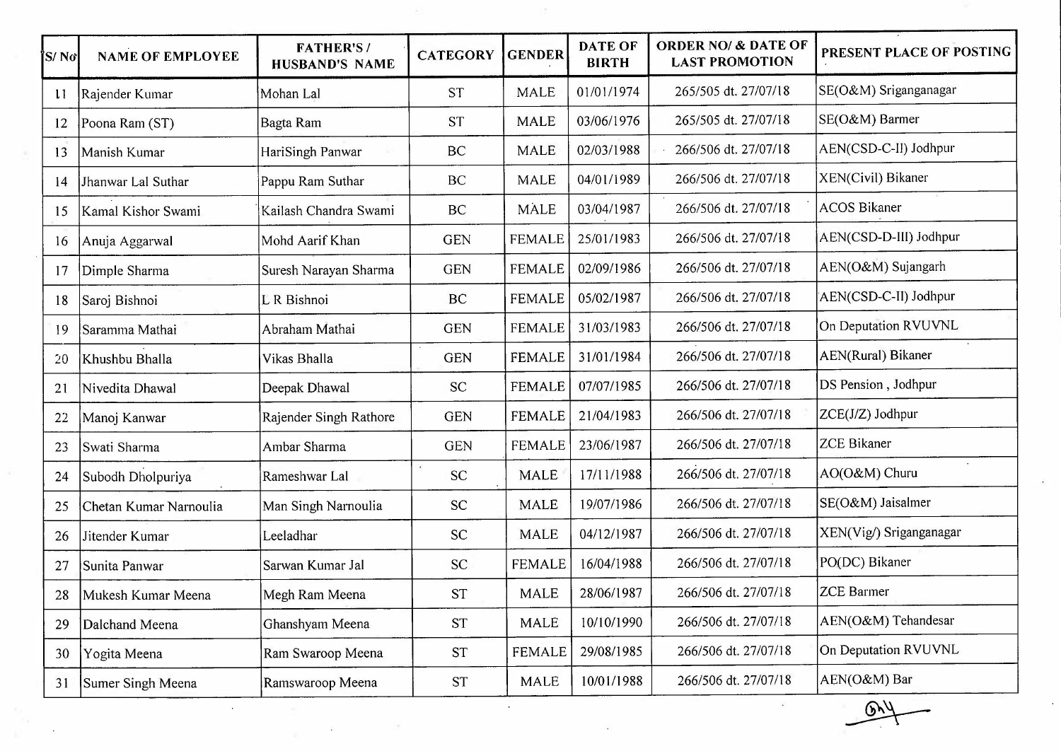| S/ No | NAME OF EMPLOYEE | FATHER'S / HUSBAND'S NAME | CATEGORY | GENDER | DATE OF BIRTH | ORDER NO/ & DATE OF LAST PROMOTION | PRESENT PLACE OF POSTING |
|---|---|---|---|---|---|---|---|
| 11 | Rajender Kumar | Mohan Lal | ST | MALE | 01/01/1974 | 265/505 dt. 27/07/18 | SE(O&M) Sriganganagar |
| 12 | Poona Ram (ST) | Bagta Ram | ST | MALE | 03/06/1976 | 265/505 dt. 27/07/18 | SE(O&M) Barmer |
| 13 | Manish Kumar | HariSingh Panwar | BC | MALE | 02/03/1988 | 266/506 dt. 27/07/18 | AEN(CSD-C-II) Jodhpur |
| 14 | Jhanwar Lal Suthar | Pappu Ram Suthar | BC | MALE | 04/01/1989 | 266/506 dt. 27/07/18 | XEN(Civil) Bikaner |
| 15 | Kamal Kishor Swami | Kailash Chandra Swami | BC | MALE | 03/04/1987 | 266/506 dt. 27/07/18 | ACOS Bikaner |
| 16 | Anuja Aggarwal | Mohd Aarif Khan | GEN | FEMALE | 25/01/1983 | 266/506 dt. 27/07/18 | AEN(CSD-D-III) Jodhpur |
| 17 | Dimple Sharma | Suresh Narayan Sharma | GEN | FEMALE | 02/09/1986 | 266/506 dt. 27/07/18 | AEN(O&M) Sujangarh |
| 18 | Saroj Bishnoi | L R Bishnoi | BC | FEMALE | 05/02/1987 | 266/506 dt. 27/07/18 | AEN(CSD-C-II) Jodhpur |
| 19 | Saramma Mathai | Abraham Mathai | GEN | FEMALE | 31/03/1983 | 266/506 dt. 27/07/18 | On Deputation RVUVNL |
| 20 | Khushbu Bhalla | Vikas Bhalla | GEN | FEMALE | 31/01/1984 | 266/506 dt. 27/07/18 | AEN(Rural) Bikaner |
| 21 | Nivedita Dhawal | Deepak Dhawal | SC | FEMALE | 07/07/1985 | 266/506 dt. 27/07/18 | DS Pension , Jodhpur |
| 22 | Manoj Kanwar | Rajender Singh Rathore | GEN | FEMALE | 21/04/1983 | 266/506 dt. 27/07/18 | ZCE(J/Z) Jodhpur |
| 23 | Swati Sharma | Ambar Sharma | GEN | FEMALE | 23/06/1987 | 266/506 dt. 27/07/18 | ZCE Bikaner |
| 24 | Subodh Dholpuriya | Rameshwar Lal | SC | MALE | 17/11/1988 | 266/506 dt. 27/07/18 | AO(O&M) Churu |
| 25 | Chetan Kumar Narnoulia | Man Singh Narnoulia | SC | MALE | 19/07/1986 | 266/506 dt. 27/07/18 | SE(O&M) Jaisalmer |
| 26 | Jitender Kumar | Leeladhar | SC | MALE | 04/12/1987 | 266/506 dt. 27/07/18 | XEN(Vig/) Sriganganagar |
| 27 | Sunita Panwar | Sarwan Kumar Jal | SC | FEMALE | 16/04/1988 | 266/506 dt. 27/07/18 | PO(DC) Bikaner |
| 28 | Mukesh Kumar Meena | Megh Ram Meena | ST | MALE | 28/06/1987 | 266/506 dt. 27/07/18 | ZCE Barmer |
| 29 | Dalchand Meena | Ghanshyam Meena | ST | MALE | 10/10/1990 | 266/506 dt. 27/07/18 | AEN(O&M) Tehandesar |
| 30 | Yogita Meena | Ram Swaroop Meena | ST | FEMALE | 29/08/1985 | 266/506 dt. 27/07/18 | On Deputation RVUVNL |
| 31 | Sumer Singh Meena | Ramswaroop Meena | ST | MALE | 10/01/1988 | 266/506 dt. 27/07/18 | AEN(O&M) Bar |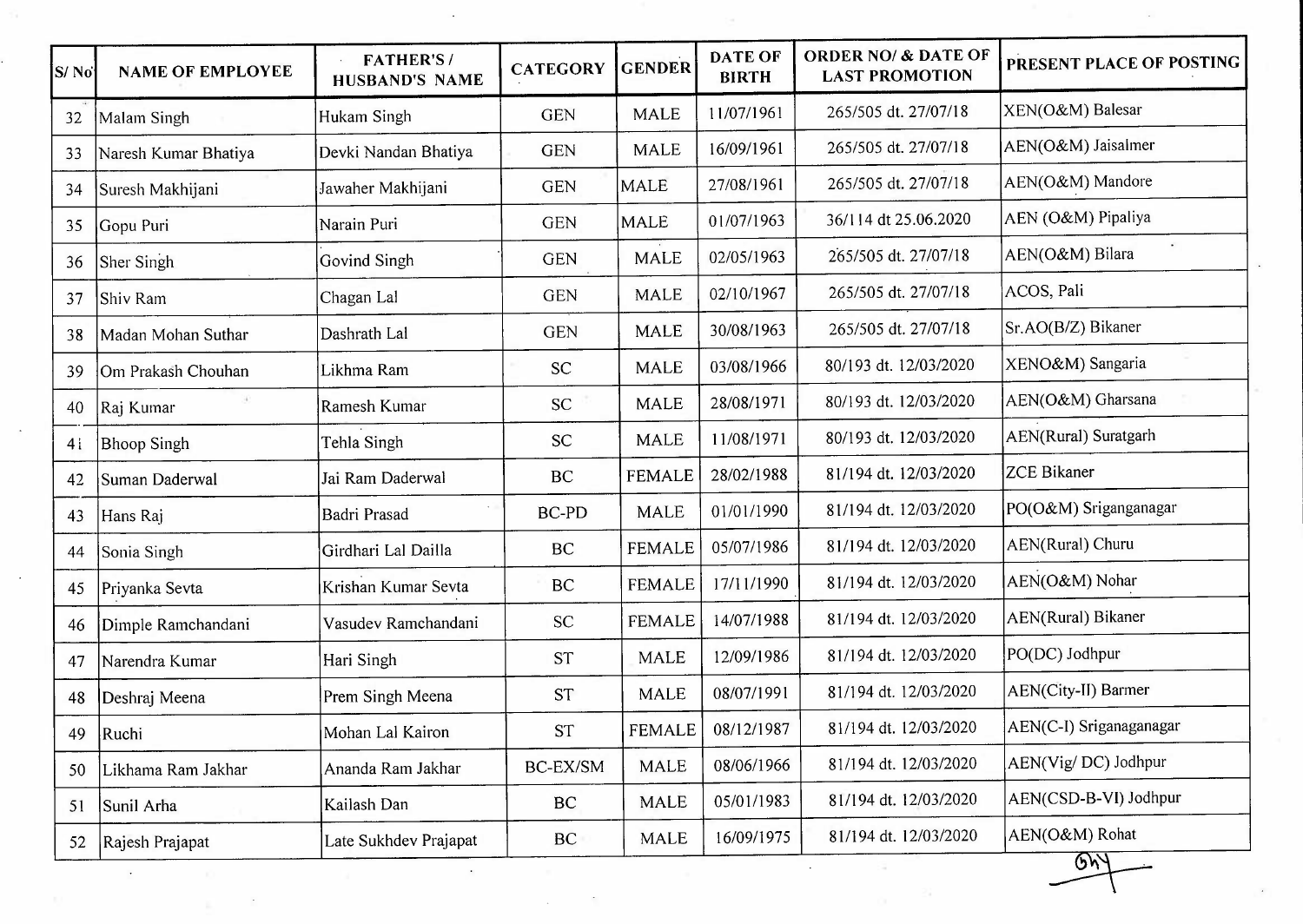| S/ No | NAME OF EMPLOYEE | FATHER'S / HUSBAND'S NAME | CATEGORY | GENDER | DATE OF BIRTH | ORDER NO/ & DATE OF LAST PROMOTION | PRESENT PLACE OF POSTING |
|---|---|---|---|---|---|---|---|
| 32 | Malam Singh | Hukam Singh | GEN | MALE | 11/07/1961 | 265/505 dt. 27/07/18 | XEN(O&M) Balesar |
| 33 | Naresh Kumar Bhatiya | Devki Nandan Bhatiya | GEN | MALE | 16/09/1961 | 265/505 dt. 27/07/18 | AEN(O&M) Jaisalmer |
| 34 | Suresh Makhijani | Jawaher Makhijani | GEN | MALE | 27/08/1961 | 265/505 dt. 27/07/18 | AEN(O&M) Mandore |
| 35 | Gopu Puri | Narain Puri | GEN | MALE | 01/07/1963 | 36/114 dt 25.06.2020 | AEN (O&M) Pipaliya |
| 36 | Sher Singh | Govind Singh | GEN | MALE | 02/05/1963 | 265/505 dt. 27/07/18 | AEN(O&M) Bilara |
| 37 | Shiv Ram | Chagan Lal | GEN | MALE | 02/10/1967 | 265/505 dt. 27/07/18 | ACOS, Pali |
| 38 | Madan Mohan Suthar | Dashrath Lal | GEN | MALE | 30/08/1963 | 265/505 dt. 27/07/18 | Sr.AO(B/Z) Bikaner |
| 39 | Om Prakash Chouhan | Likhma Ram | SC | MALE | 03/08/1966 | 80/193 dt. 12/03/2020 | XENO&M) Sangaria |
| 40 | Raj Kumar | Ramesh Kumar | SC | MALE | 28/08/1971 | 80/193 dt. 12/03/2020 | AEN(O&M) Gharsana |
| 41 | Bhoop Singh | Tehla Singh | SC | MALE | 11/08/1971 | 80/193 dt. 12/03/2020 | AEN(Rural) Suratgarh |
| 42 | Suman Daderwal | Jai Ram Daderwal | BC | FEMALE | 28/02/1988 | 81/194 dt. 12/03/2020 | ZCE Bikaner |
| 43 | Hans Raj | Badri Prasad | BC-PD | MALE | 01/01/1990 | 81/194 dt. 12/03/2020 | PO(O&M) Sriganganagar |
| 44 | Sonia Singh | Girdhari Lal Dailla | BC | FEMALE | 05/07/1986 | 81/194 dt. 12/03/2020 | AEN(Rural) Churu |
| 45 | Priyanka Sevta | Krishan Kumar Sevta | BC | FEMALE | 17/11/1990 | 81/194 dt. 12/03/2020 | AEN(O&M) Nohar |
| 46 | Dimple Ramchandani | Vasudev Ramchandani | SC | FEMALE | 14/07/1988 | 81/194 dt. 12/03/2020 | AEN(Rural) Bikaner |
| 47 | Narendra Kumar | Hari Singh | ST | MALE | 12/09/1986 | 81/194 dt. 12/03/2020 | PO(DC) Jodhpur |
| 48 | Deshraj Meena | Prem Singh Meena | ST | MALE | 08/07/1991 | 81/194 dt. 12/03/2020 | AEN(City-II) Barmer |
| 49 | Ruchi | Mohan Lal Kairon | ST | FEMALE | 08/12/1987 | 81/194 dt. 12/03/2020 | AEN(C-I) Sriganaganagar |
| 50 | Likhama Ram Jakhar | Ananda Ram Jakhar | BC-EX/SM | MALE | 08/06/1966 | 81/194 dt. 12/03/2020 | AEN(Vig/ DC) Jodhpur |
| 51 | Sunil Arha | Kailash Dan | BC | MALE | 05/01/1983 | 81/194 dt. 12/03/2020 | AEN(CSD-B-VI) Jodhpur |
| 52 | Rajesh Prajapat | Late Sukhdev Prajapat | BC | MALE | 16/09/1975 | 81/194 dt. 12/03/2020 | AEN(O&M) Rohat |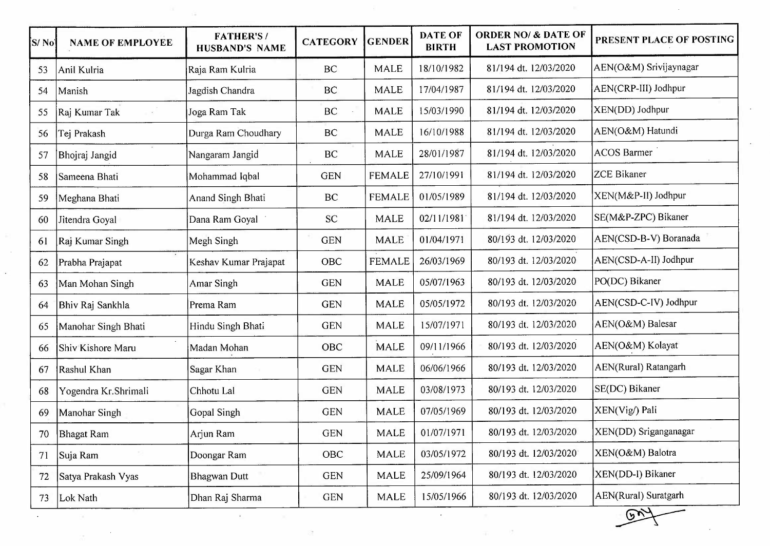| S/ No | NAME OF EMPLOYEE | FATHER'S / HUSBAND'S NAME | CATEGORY | GENDER | DATE OF BIRTH | ORDER NO/ & DATE OF LAST PROMOTION | PRESENT PLACE OF POSTING |
|---|---|---|---|---|---|---|---|
| 53 | Anil Kulria | Raja Ram Kulria | BC | MALE | 18/10/1982 | 81/194 dt. 12/03/2020 | AEN(O&M) Srivijaynagar |
| 54 | Manish | Jagdish Chandra | BC | MALE | 17/04/1987 | 81/194 dt. 12/03/2020 | AEN(CRP-III) Jodhpur |
| 55 | Raj Kumar Tak | Joga Ram Tak | BC | MALE | 15/03/1990 | 81/194 dt. 12/03/2020 | XEN(DD) Jodhpur |
| 56 | Tej Prakash | Durga Ram Choudhary | BC | MALE | 16/10/1988 | 81/194 dt. 12/03/2020 | AEN(O&M) Hatundi |
| 57 | Bhojraj Jangid | Nangaram Jangid | BC | MALE | 28/01/1987 | 81/194 dt. 12/03/2020 | ACOS Barmer |
| 58 | Sameena Bhati | Mohammad Iqbal | GEN | FEMALE | 27/10/1991 | 81/194 dt. 12/03/2020 | ZCE Bikaner |
| 59 | Meghana Bhati | Anand Singh Bhati | BC | FEMALE | 01/05/1989 | 81/194 dt. 12/03/2020 | XEN(M&P-II) Jodhpur |
| 60 | Jitendra Goyal | Dana Ram Goyal | SC | MALE | 02/11/1981 | 81/194 dt. 12/03/2020 | SE(M&P-ZPC) Bikaner |
| 61 | Raj Kumar Singh | Megh Singh | GEN | MALE | 01/04/1971 | 80/193 dt. 12/03/2020 | AEN(CSD-B-V) Boranada |
| 62 | Prabha Prajapat | Keshav Kumar Prajapat | OBC | FEMALE | 26/03/1969 | 80/193 dt. 12/03/2020 | AEN(CSD-A-II) Jodhpur |
| 63 | Man Mohan Singh | Amar Singh | GEN | MALE | 05/07/1963 | 80/193 dt. 12/03/2020 | PO(DC) Bikaner |
| 64 | Bhiv Raj Sankhla | Prema Ram | GEN | MALE | 05/05/1972 | 80/193 dt. 12/03/2020 | AEN(CSD-C-IV) Jodhpur |
| 65 | Manohar Singh Bhati | Hindu Singh Bhati | GEN | MALE | 15/07/1971 | 80/193 dt. 12/03/2020 | AEN(O&M) Balesar |
| 66 | Shiv Kishore Maru | Madan Mohan | OBC | MALE | 09/11/1966 | 80/193 dt. 12/03/2020 | AEN(O&M) Kolayat |
| 67 | Rashul Khan | Sagar Khan | GEN | MALE | 06/06/1966 | 80/193 dt. 12/03/2020 | AEN(Rural) Ratangarh |
| 68 | Yogendra Kr.Shrimali | Chhotu Lal | GEN | MALE | 03/08/1973 | 80/193 dt. 12/03/2020 | SE(DC) Bikaner |
| 69 | Manohar Singh | Gopal Singh | GEN | MALE | 07/05/1969 | 80/193 dt. 12/03/2020 | XEN(Vig/) Pali |
| 70 | Bhagat Ram | Arjun Ram | GEN | MALE | 01/07/1971 | 80/193 dt. 12/03/2020 | XEN(DD) Sriganganagar |
| 71 | Suja Ram | Doongar Ram | OBC | MALE | 03/05/1972 | 80/193 dt. 12/03/2020 | XEN(O&M) Balotra |
| 72 | Satya Prakash Vyas | Bhagwan Dutt | GEN | MALE | 25/09/1964 | 80/193 dt. 12/03/2020 | XEN(DD-I) Bikaner |
| 73 | Lok Nath | Dhan Raj Sharma | GEN | MALE | 15/05/1966 | 80/193 dt. 12/03/2020 | AEN(Rural) Suratgarh |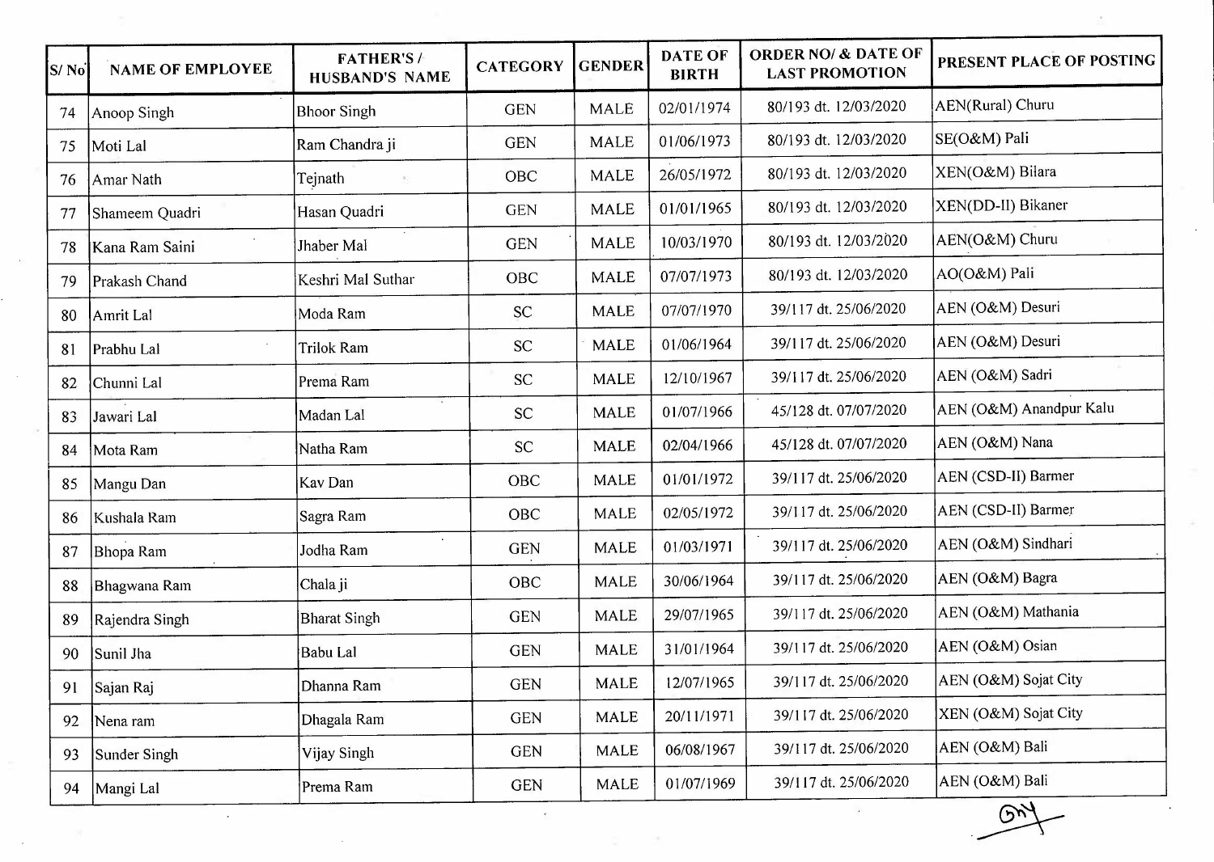| S/ No | NAME OF EMPLOYEE | FATHER'S / HUSBAND'S NAME | CATEGORY | GENDER | DATE OF BIRTH | ORDER NO/ & DATE OF LAST PROMOTION | PRESENT PLACE OF POSTING |
|---|---|---|---|---|---|---|---|
| 74 | Anoop Singh | Bhoor Singh | GEN | MALE | 02/01/1974 | 80/193 dt. 12/03/2020 | AEN(Rural) Churu |
| 75 | Moti Lal | Ram Chandra ji | GEN | MALE | 01/06/1973 | 80/193 dt. 12/03/2020 | SE(O&M) Pali |
| 76 | Amar Nath | Tejnath | OBC | MALE | 26/05/1972 | 80/193 dt. 12/03/2020 | XEN(O&M) Bilara |
| 77 | Shameem Quadri | Hasan Quadri | GEN | MALE | 01/01/1965 | 80/193 dt. 12/03/2020 | XEN(DD-II) Bikaner |
| 78 | Kana Ram Saini | Jhaber Mal | GEN | MALE | 10/03/1970 | 80/193 dt. 12/03/2020 | AEN(O&M) Churu |
| 79 | Prakash Chand | Keshri Mal Suthar | OBC | MALE | 07/07/1973 | 80/193 dt. 12/03/2020 | AO(O&M) Pali |
| 80 | Amrit Lal | Moda Ram | SC | MALE | 07/07/1970 | 39/117 dt. 25/06/2020 | AEN (O&M) Desuri |
| 81 | Prabhu Lal | Trilok Ram | SC | MALE | 01/06/1964 | 39/117 dt. 25/06/2020 | AEN (O&M) Desuri |
| 82 | Chunni Lal | Prema Ram | SC | MALE | 12/10/1967 | 39/117 dt. 25/06/2020 | AEN (O&M) Sadri |
| 83 | Jawari Lal | Madan Lal | SC | MALE | 01/07/1966 | 45/128 dt. 07/07/2020 | AEN (O&M) Anandpur Kalu |
| 84 | Mota Ram | Natha Ram | SC | MALE | 02/04/1966 | 45/128 dt. 07/07/2020 | AEN (O&M) Nana |
| 85 | Mangu Dan | Kav Dan | OBC | MALE | 01/01/1972 | 39/117 dt. 25/06/2020 | AEN (CSD-II) Barmer |
| 86 | Kushala Ram | Sagra Ram | OBC | MALE | 02/05/1972 | 39/117 dt. 25/06/2020 | AEN (CSD-II) Barmer |
| 87 | Bhopa Ram | Jodha Ram | GEN | MALE | 01/03/1971 | 39/117 dt. 25/06/2020 | AEN (O&M) Sindhari |
| 88 | Bhagwana Ram | Chala ji | OBC | MALE | 30/06/1964 | 39/117 dt. 25/06/2020 | AEN (O&M) Bagra |
| 89 | Rajendra Singh | Bharat Singh | GEN | MALE | 29/07/1965 | 39/117 dt. 25/06/2020 | AEN (O&M) Mathania |
| 90 | Sunil Jha | Babu Lal | GEN | MALE | 31/01/1964 | 39/117 dt. 25/06/2020 | AEN (O&M) Osian |
| 91 | Sajan Raj | Dhanna Ram | GEN | MALE | 12/07/1965 | 39/117 dt. 25/06/2020 | AEN (O&M) Sojat City |
| 92 | Nena ram | Dhagala Ram | GEN | MALE | 20/11/1971 | 39/117 dt. 25/06/2020 | XEN (O&M) Sojat City |
| 93 | Sunder Singh | Vijay Singh | GEN | MALE | 06/08/1967 | 39/117 dt. 25/06/2020 | AEN (O&M) Bali |
| 94 | Mangi Lal | Prema Ram | GEN | MALE | 01/07/1969 | 39/117 dt. 25/06/2020 | AEN (O&M) Bali |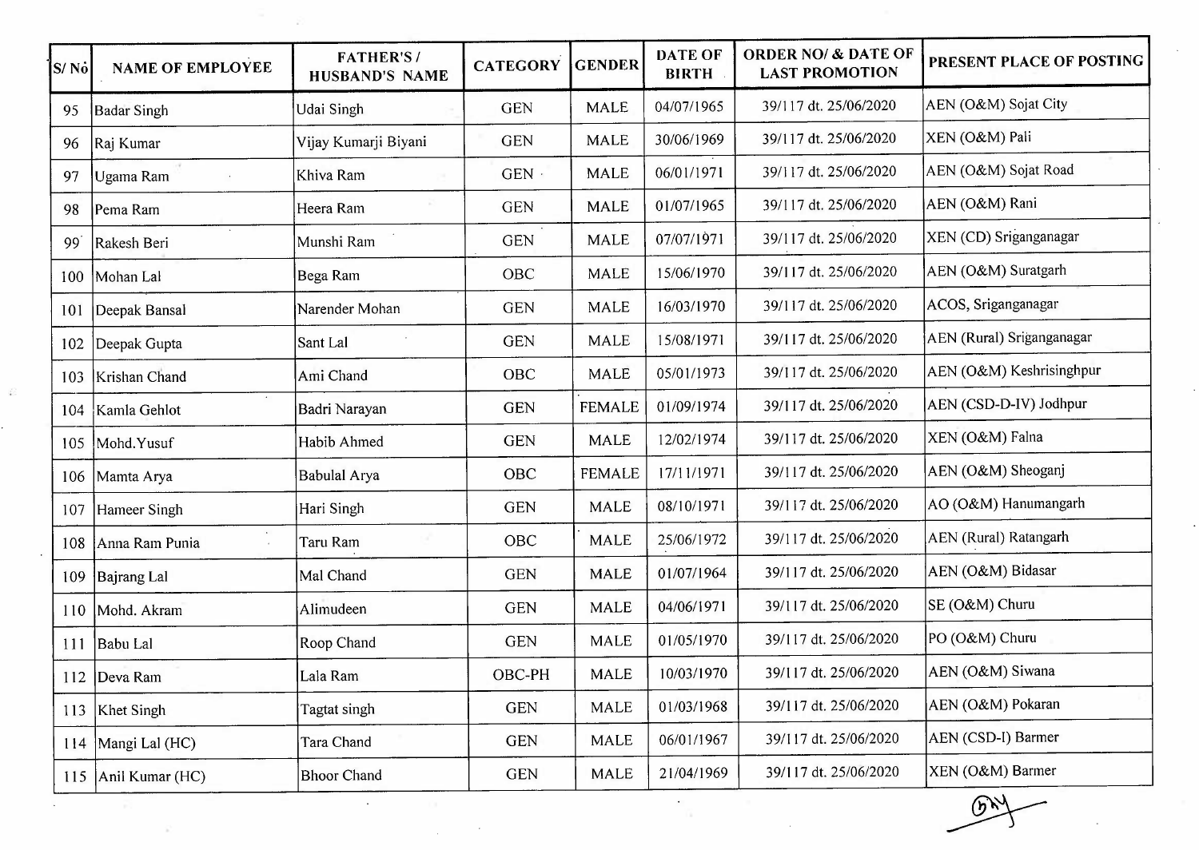| S/ No | NAME OF EMPLOYEE | FATHER'S / HUSBAND'S NAME | CATEGORY | GENDER | DATE OF BIRTH | ORDER NO/ & DATE OF LAST PROMOTION | PRESENT PLACE OF POSTING |
|---|---|---|---|---|---|---|---|
| 95 | Badar Singh | Udai Singh | GEN | MALE | 04/07/1965 | 39/117 dt. 25/06/2020 | AEN (O&M) Sojat City |
| 96 | Raj Kumar | Vijay Kumarji Biyani | GEN | MALE | 30/06/1969 | 39/117 dt. 25/06/2020 | XEN (O&M) Pali |
| 97 | Ugama Ram | Khiva Ram | GEN | MALE | 06/01/1971 | 39/117 dt. 25/06/2020 | AEN (O&M) Sojat Road |
| 98 | Pema Ram | Heera Ram | GEN | MALE | 01/07/1965 | 39/117 dt. 25/06/2020 | AEN (O&M) Rani |
| 99 | Rakesh Beri | Munshi Ram | GEN | MALE | 07/07/1971 | 39/117 dt. 25/06/2020 | XEN (CD) Sriganganagar |
| 100 | Mohan Lal | Bega Ram | OBC | MALE | 15/06/1970 | 39/117 dt. 25/06/2020 | AEN (O&M) Suratgarh |
| 101 | Deepak Bansal | Narender Mohan | GEN | MALE | 16/03/1970 | 39/117 dt. 25/06/2020 | ACOS, Sriganganagar |
| 102 | Deepak Gupta | Sant Lal | GEN | MALE | 15/08/1971 | 39/117 dt. 25/06/2020 | AEN (Rural) Sriganganagar |
| 103 | Krishan Chand | Ami Chand | OBC | MALE | 05/01/1973 | 39/117 dt. 25/06/2020 | AEN (O&M) Keshrisinghpur |
| 104 | Kamla Gehlot | Badri Narayan | GEN | FEMALE | 01/09/1974 | 39/117 dt. 25/06/2020 | AEN (CSD-D-IV) Jodhpur |
| 105 | Mohd.Yusuf | Habib Ahmed | GEN | MALE | 12/02/1974 | 39/117 dt. 25/06/2020 | XEN (O&M) Falna |
| 106 | Mamta Arya | Babulal Arya | OBC | FEMALE | 17/11/1971 | 39/117 dt. 25/06/2020 | AEN (O&M) Sheoganj |
| 107 | Hameer Singh | Hari Singh | GEN | MALE | 08/10/1971 | 39/117 dt. 25/06/2020 | AO (O&M) Hanumangarh |
| 108 | Anna Ram Punia | Taru Ram | OBC | MALE | 25/06/1972 | 39/117 dt. 25/06/2020 | AEN (Rural) Ratangarh |
| 109 | Bajrang Lal | Mal Chand | GEN | MALE | 01/07/1964 | 39/117 dt. 25/06/2020 | AEN (O&M) Bidasar |
| 110 | Mohd. Akram | Alimudeen | GEN | MALE | 04/06/1971 | 39/117 dt. 25/06/2020 | SE (O&M) Churu |
| 111 | Babu Lal | Roop Chand | GEN | MALE | 01/05/1970 | 39/117 dt. 25/06/2020 | PO (O&M) Churu |
| 112 | Deva Ram | Lala Ram | OBC-PH | MALE | 10/03/1970 | 39/117 dt. 25/06/2020 | AEN (O&M) Siwana |
| 113 | Khet Singh | Tagtat singh | GEN | MALE | 01/03/1968 | 39/117 dt. 25/06/2020 | AEN (O&M) Pokaran |
| 114 | Mangi Lal (HC) | Tara Chand | GEN | MALE | 06/01/1967 | 39/117 dt. 25/06/2020 | AEN (CSD-I) Barmer |
| 115 | Anil Kumar (HC) | Bhoor Chand | GEN | MALE | 21/04/1969 | 39/117 dt. 25/06/2020 | XEN (O&M) Barmer |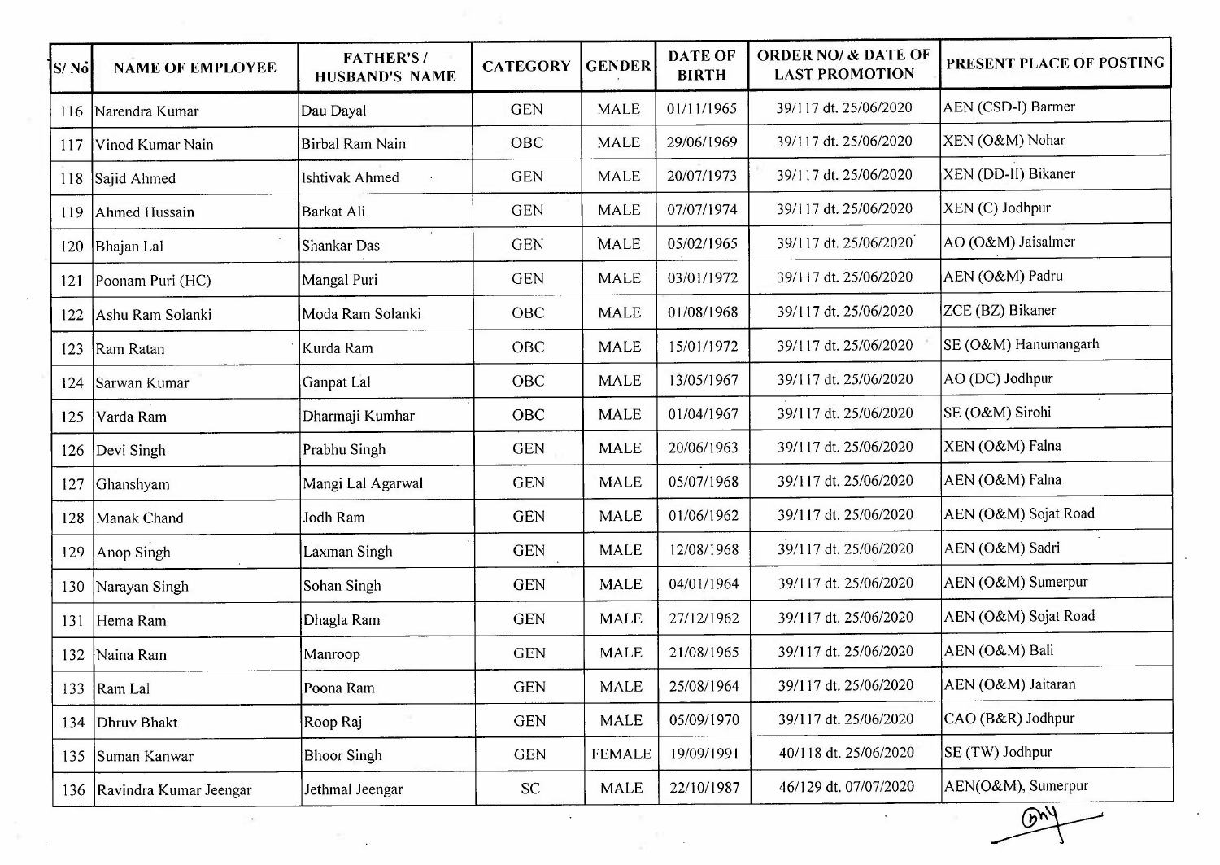| S/ No | NAME OF EMPLOYEE | FATHER'S / HUSBAND'S NAME | CATEGORY | GENDER | DATE OF BIRTH | ORDER NO/ & DATE OF LAST PROMOTION | PRESENT PLACE OF POSTING |
|---|---|---|---|---|---|---|---|
| 116 | Narendra Kumar | Dau Dayal | GEN | MALE | 01/11/1965 | 39/117 dt. 25/06/2020 | AEN (CSD-I) Barmer |
| 117 | Vinod Kumar Nain | Birbal Ram Nain | OBC | MALE | 29/06/1969 | 39/117 dt. 25/06/2020 | XEN (O&M) Nohar |
| 118 | Sajid Ahmed | Ishtivak Ahmed | GEN | MALE | 20/07/1973 | 39/117 dt. 25/06/2020 | XEN (DD-II) Bikaner |
| 119 | Ahmed Hussain | Barkat Ali | GEN | MALE | 07/07/1974 | 39/117 dt. 25/06/2020 | XEN (C) Jodhpur |
| 120 | Bhajan Lal | Shankar Das | GEN | MALE | 05/02/1965 | 39/117 dt. 25/06/2020 | AO (O&M) Jaisalmer |
| 121 | Poonam Puri (HC) | Mangal Puri | GEN | MALE | 03/01/1972 | 39/117 dt. 25/06/2020 | AEN (O&M) Padru |
| 122 | Ashu Ram Solanki | Moda Ram Solanki | OBC | MALE | 01/08/1968 | 39/117 dt. 25/06/2020 | ZCE (BZ) Bikaner |
| 123 | Ram Ratan | Kurda Ram | OBC | MALE | 15/01/1972 | 39/117 dt. 25/06/2020 | SE (O&M) Hanumangarh |
| 124 | Sarwan Kumar | Ganpat Lal | OBC | MALE | 13/05/1967 | 39/117 dt. 25/06/2020 | AO (DC) Jodhpur |
| 125 | Varda Ram | Dharmaji Kumhar | OBC | MALE | 01/04/1967 | 39/117 dt. 25/06/2020 | SE (O&M) Sirohi |
| 126 | Devi Singh | Prabhu Singh | GEN | MALE | 20/06/1963 | 39/117 dt. 25/06/2020 | XEN (O&M) Falna |
| 127 | Ghanshyam | Mangi Lal Agarwal | GEN | MALE | 05/07/1968 | 39/117 dt. 25/06/2020 | AEN (O&M) Falna |
| 128 | Manak Chand | Jodh Ram | GEN | MALE | 01/06/1962 | 39/117 dt. 25/06/2020 | AEN (O&M) Sojat Road |
| 129 | Anop Singh | Laxman Singh | GEN | MALE | 12/08/1968 | 39/117 dt. 25/06/2020 | AEN (O&M) Sadri |
| 130 | Narayan Singh | Sohan Singh | GEN | MALE | 04/01/1964 | 39/117 dt. 25/06/2020 | AEN (O&M) Sumerpur |
| 131 | Hema Ram | Dhagla Ram | GEN | MALE | 27/12/1962 | 39/117 dt. 25/06/2020 | AEN (O&M) Sojat Road |
| 132 | Naina Ram | Manroop | GEN | MALE | 21/08/1965 | 39/117 dt. 25/06/2020 | AEN (O&M) Bali |
| 133 | Ram Lal | Poona Ram | GEN | MALE | 25/08/1964 | 39/117 dt. 25/06/2020 | AEN (O&M) Jaitaran |
| 134 | Dhruv Bhakt | Roop Raj | GEN | MALE | 05/09/1970 | 39/117 dt. 25/06/2020 | CAO (B&R) Jodhpur |
| 135 | Suman Kanwar | Bhoor Singh | GEN | FEMALE | 19/09/1991 | 40/118 dt. 25/06/2020 | SE (TW) Jodhpur |
| 136 | Ravindra Kumar Jeengar | Jethmal Jeengar | SC | MALE | 22/10/1987 | 46/129 dt. 07/07/2020 | AEN(O&M), Sumerpur |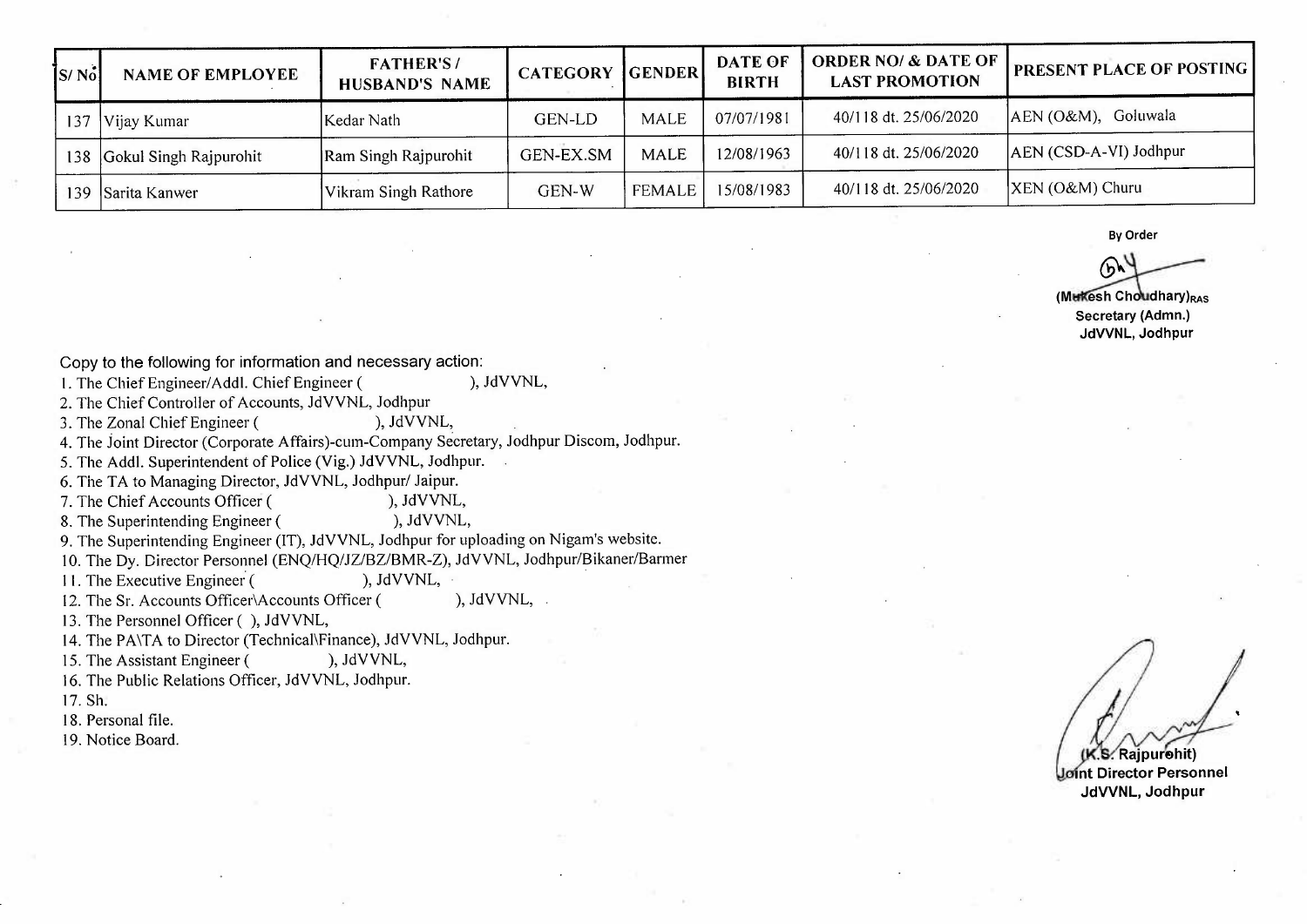| S/ No | NAME OF EMPLOYEE | FATHER'S / HUSBAND'S NAME | CATEGORY | GENDER | DATE OF BIRTH | ORDER NO/ & DATE OF LAST PROMOTION | PRESENT PLACE OF POSTING |
|---|---|---|---|---|---|---|---|
| 137 | Vijay Kumar | Kedar Nath | GEN-LD | MALE | 07/07/1981 | 40/118 dt. 25/06/2020 | AEN (O&M), Goluwala |
| 138 | Gokul Singh Rajpurohit | Ram Singh Rajpurohit | GEN-EX.SM | MALE | 12/08/1963 | 40/118 dt. 25/06/2020 | AEN (CSD-A-VI) Jodhpur |
| 139 | Sarita Kanwer | Vikram Singh Rathore | GEN-W | FEMALE | 15/08/1983 | 40/118 dt. 25/06/2020 | XEN (O&M) Churu |

By Order

(Mukesh Choudhary)RAS
Secretary (Admn.)
JdVVNL, Jodhpur

Copy to the following for information and necessary action:

1. The Chief Engineer/Addl. Chief Engineer ( ), JdVVNL,
2. The Chief Controller of Accounts, JdVVNL, Jodhpur
3. The Zonal Chief Engineer ( ), JdVVNL,
4. The Joint Director (Corporate Affairs)-cum-Company Secretary, Jodhpur Discom, Jodhpur.
5. The Addl. Superintendent of Police (Vig.) JdVVNL, Jodhpur.
6. The TA to Managing Director, JdVVNL, Jodhpur/ Jaipur.
7. The Chief Accounts Officer ( ), JdVVNL,
8. The Superintending Engineer ( ), JdVVNL,
9. The Superintending Engineer (IT), JdVVNL, Jodhpur for uploading on Nigam's website.
10. The Dy. Director Personnel (ENQ/HQ/JZ/BZ/BMR-Z), JdVVNL, Jodhpur/Bikaner/Barmer
11. The Executive Engineer ( ), JdVVNL,
12. The Sr. Accounts Officer\Accounts Officer ( ), JdVVNL,
13. The Personnel Officer ( ), JdVVNL,
14. The PA\TA to Director (Technical\Finance), JdVVNL, Jodhpur.
15. The Assistant Engineer ( ), JdVVNL,
16. The Public Relations Officer, JdVVNL, Jodhpur.
17. Sh.
18. Personal file.
19. Notice Board.

(K.S. Rajpurohit)
Joint Director Personnel
JdVVNL, Jodhpur